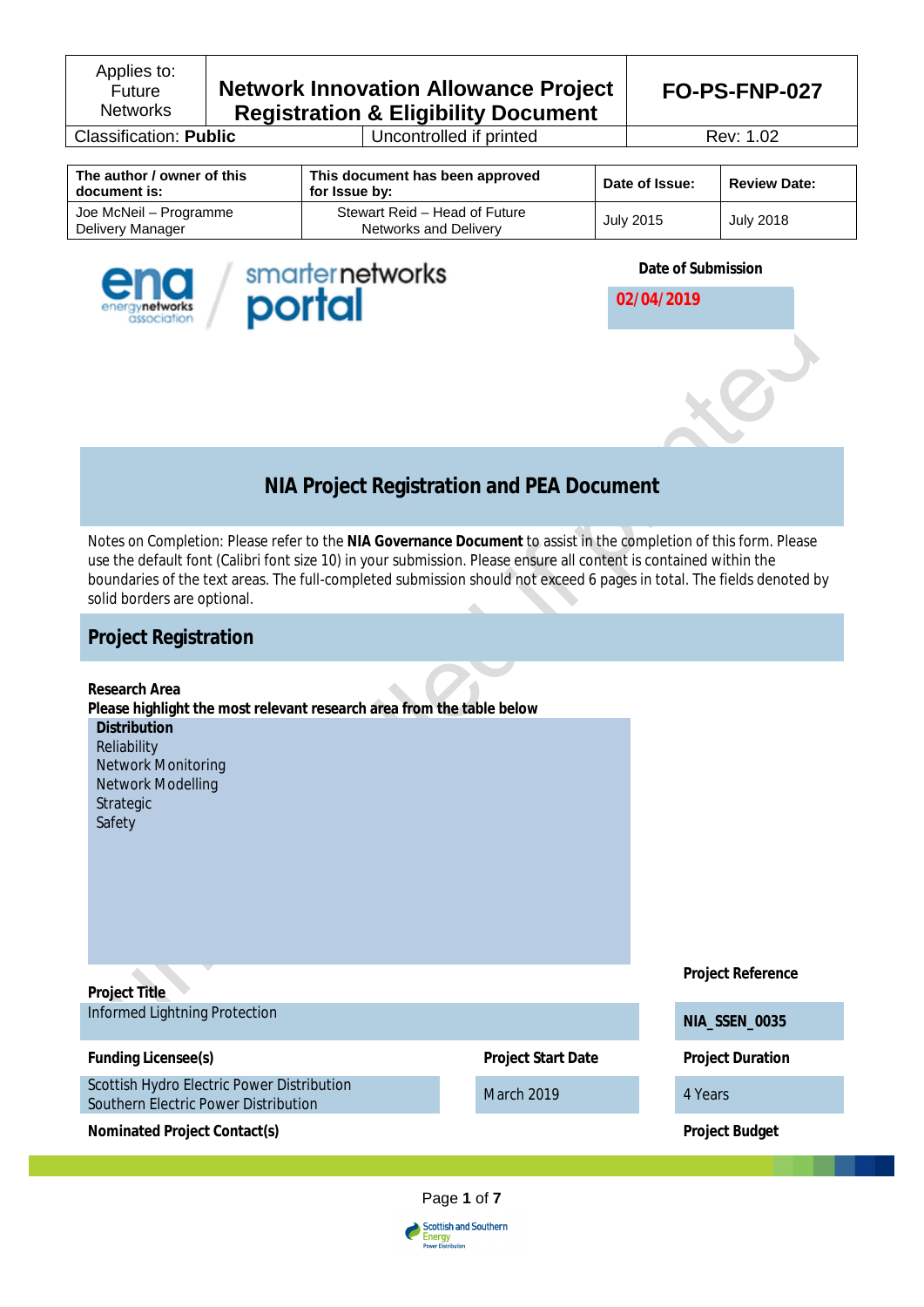| Applies to: Future Networks | Network Innovation Allowance Project Registration & Eligibility Document | FO-PS-FNP-027 |
|---|---|---|
| Classification: **Public** | Uncontrolled if printed | Rev: 1.02 |

| The author / owner of this document is: | This document has been approved for Issue by: | Date of Issue: | Review Date: |
|---|---|---|---|
| Joe McNeil – Programme Delivery Manager | Stewart Reid – Head of Future Networks and Delivery | July 2015 | July 2018 |

**Date of Submission**

02/04/2019

# NIA Project Registration and PEA Document

Notes on Completion: Please refer to the **NIA Governance Document** to assist in the completion of this form. Please use the default font (Calibri font size 10) in your submission. Please ensure all content is contained within the boundaries of the text areas. The full-completed submission should not exceed 6 pages in total. The fields denoted by solid borders are optional.

## Project Registration

**Research Area**

**Please highlight the most relevant research area from the table below**

**Distribution**

Reliability

Network Monitoring

Network Modelling

Strategic

Safety

**Project Title**

Informed Lightning Protection

**Project Reference**

NIA_SSEN_0035

**Funding Licensee(s)**

Scottish Hydro Electric Power Distribution

Southern Electric Power Distribution

**Project Start Date**

March 2019

**Project Duration**

4 Years

**Nominated Project Contact(s)**

**Project Budget**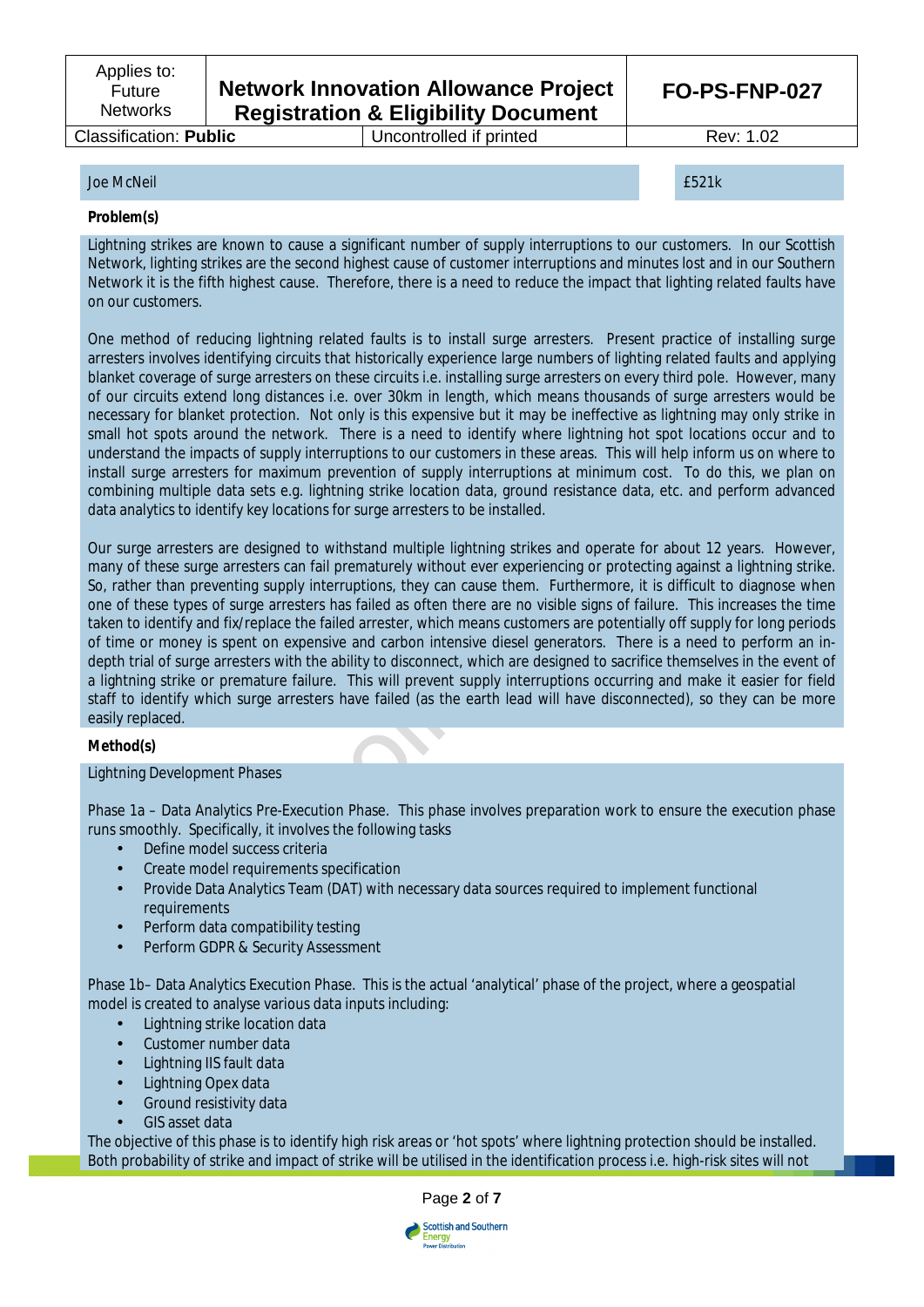| Joe McNeil | £521k |
|---|---|

**Problem(s)**

Lightning strikes are known to cause a significant number of supply interruptions to our customers. In our Scottish Network, lighting strikes are the second highest cause of customer interruptions and minutes lost and in our Southern Network it is the fifth highest cause. Therefore, there is a need to reduce the impact that lighting related faults have on our customers.

One method of reducing lightning related faults is to install surge arresters. Present practice of installing surge arresters involves identifying circuits that historically experience large numbers of lighting related faults and applying blanket coverage of surge arresters on these circuits i.e. installing surge arresters on every third pole. However, many of our circuits extend long distances i.e. over 30km in length, which means thousands of surge arresters would be necessary for blanket protection. Not only is this expensive but it may be ineffective as lightning may only strike in small hot spots around the network. There is a need to identify where lightning hot spot locations occur and to understand the impacts of supply interruptions to our customers in these areas. This will help inform us on where to install surge arresters for maximum prevention of supply interruptions at minimum cost. To do this, we plan on combining multiple data sets e.g. lightning strike location data, ground resistance data, etc. and perform advanced data analytics to identify key locations for surge arresters to be installed.

Our surge arresters are designed to withstand multiple lightning strikes and operate for about 12 years. However, many of these surge arresters can fail prematurely without ever experiencing or protecting against a lightning strike. So, rather than preventing supply interruptions, they can cause them. Furthermore, it is difficult to diagnose when one of these types of surge arresters has failed as often there are no visible signs of failure. This increases the time taken to identify and fix/replace the failed arrester, which means customers are potentially off supply for long periods of time or money is spent on expensive and carbon intensive diesel generators. There is a need to perform an in-depth trial of surge arresters with the ability to disconnect, which are designed to sacrifice themselves in the event of a lightning strike or premature failure. This will prevent supply interruptions occurring and make it easier for field staff to identify which surge arresters have failed (as the earth lead will have disconnected), so they can be more easily replaced.

**Method(s)**

Lightning Development Phases

Phase 1a – Data Analytics Pre-Execution Phase. This phase involves preparation work to ensure the execution phase runs smoothly. Specifically, it involves the following tasks

- Define model success criteria
- Create model requirements specification
- Provide Data Analytics Team (DAT) with necessary data sources required to implement functional requirements
- Perform data compatibility testing
- Perform GDPR & Security Assessment

Phase 1b– Data Analytics Execution Phase. This is the actual 'analytical' phase of the project, where a geospatial model is created to analyse various data inputs including:

- Lightning strike location data
- Customer number data
- Lightning IIS fault data
- Lightning Opex data
- Ground resistivity data
- GIS asset data

The objective of this phase is to identify high risk areas or 'hot spots' where lightning protection should be installed. Both probability of strike and impact of strike will be utilised in the identification process i.e. high-risk sites will not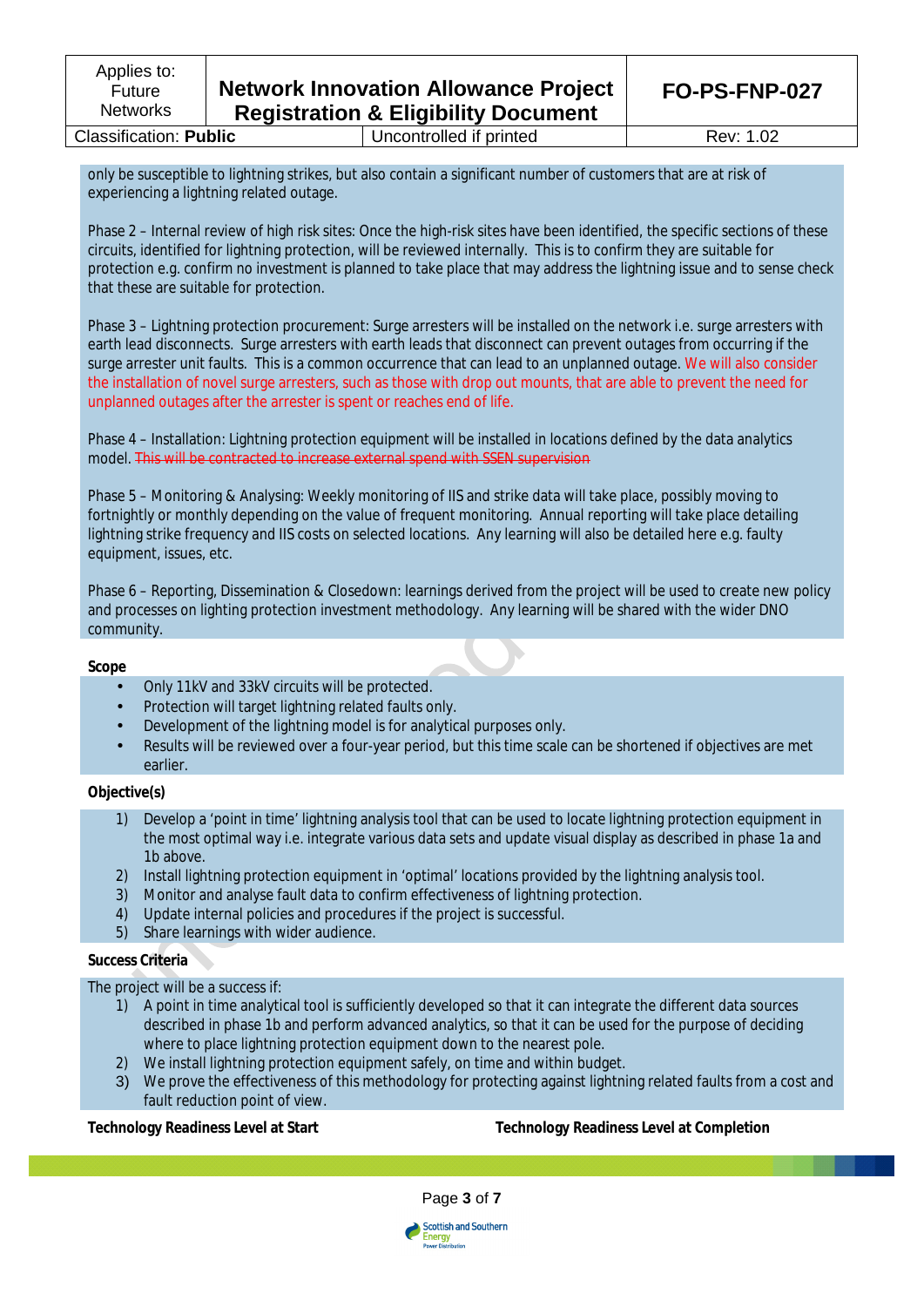only be susceptible to lightning strikes, but also contain a significant number of customers that are at risk of experiencing a lightning related outage.

Phase 2 – Internal review of high risk sites: Once the high-risk sites have been identified, the specific sections of these circuits, identified for lightning protection, will be reviewed internally. This is to confirm they are suitable for protection e.g. confirm no investment is planned to take place that may address the lightning issue and to sense check that these are suitable for protection.

Phase 3 – Lightning protection procurement: Surge arresters will be installed on the network i.e. surge arresters with earth lead disconnects. Surge arresters with earth leads that disconnect can prevent outages from occurring if the surge arrester unit faults. This is a common occurrence that can lead to an unplanned outage. We will also consider the installation of novel surge arresters, such as those with drop out mounts, that are able to prevent the need for unplanned outages after the arrester is spent or reaches end of life.

Phase 4 – Installation: Lightning protection equipment will be installed in locations defined by the data analytics model. ~~This will be contracted to increase external spend with SSEN supervision~~

Phase 5 – Monitoring & Analysing: Weekly monitoring of IIS and strike data will take place, possibly moving to fortnightly or monthly depending on the value of frequent monitoring. Annual reporting will take place detailing lightning strike frequency and IIS costs on selected locations. Any learning will also be detailed here e.g. faulty equipment, issues, etc.

Phase 6 – Reporting, Dissemination & Closedown: learnings derived from the project will be used to create new policy and processes on lighting protection investment methodology. Any learning will be shared with the wider DNO community.

**Scope**

- Only 11kV and 33kV circuits will be protected.
- Protection will target lightning related faults only.
- Development of the lightning model is for analytical purposes only.
- Results will be reviewed over a four-year period, but this time scale can be shortened if objectives are met earlier.

**Objective(s)**

1) Develop a 'point in time' lightning analysis tool that can be used to locate lightning protection equipment in the most optimal way i.e. integrate various data sets and update visual display as described in phase 1a and 1b above.
2) Install lightning protection equipment in 'optimal' locations provided by the lightning analysis tool.
3) Monitor and analyse fault data to confirm effectiveness of lightning protection.
4) Update internal policies and procedures if the project is successful.
5) Share learnings with wider audience.

**Success Criteria**

The project will be a success if:

1) A point in time analytical tool is sufficiently developed so that it can integrate the different data sources described in phase 1b and perform advanced analytics, so that it can be used for the purpose of deciding where to place lightning protection equipment down to the nearest pole.
2) We install lightning protection equipment safely, on time and within budget.
3) We prove the effectiveness of this methodology for protecting against lightning related faults from a cost and fault reduction point of view.

**Technology Readiness Level at Start** | **Technology Readiness Level at Completion**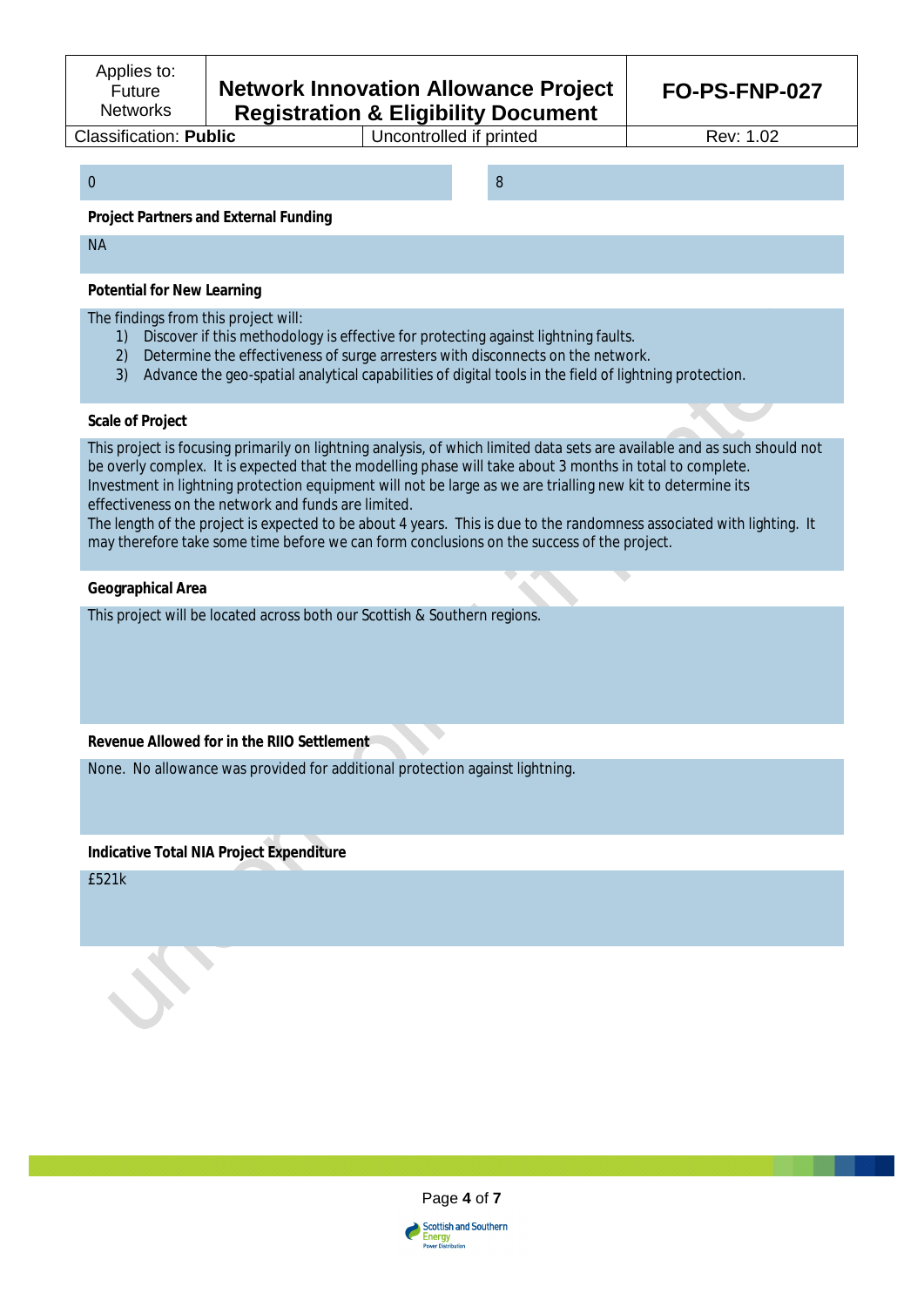| 0 | 8 |
|---|---|

**Project Partners and External Funding**

NA

**Potential for New Learning**

The findings from this project will:

1) Discover if this methodology is effective for protecting against lightning faults.
2) Determine the effectiveness of surge arresters with disconnects on the network.
3) Advance the geo-spatial analytical capabilities of digital tools in the field of lightning protection.

**Scale of Project**

This project is focusing primarily on lightning analysis, of which limited data sets are available and as such should not be overly complex. It is expected that the modelling phase will take about 3 months in total to complete. Investment in lightning protection equipment will not be large as we are trialling new kit to determine its effectiveness on the network and funds are limited.
The length of the project is expected to be about 4 years. This is due to the randomness associated with lighting. It may therefore take some time before we can form conclusions on the success of the project.

**Geographical Area**

This project will be located across both our Scottish & Southern regions.

**Revenue Allowed for in the RIIO Settlement**

None. No allowance was provided for additional protection against lightning.

**Indicative Total NIA Project Expenditure**

£521k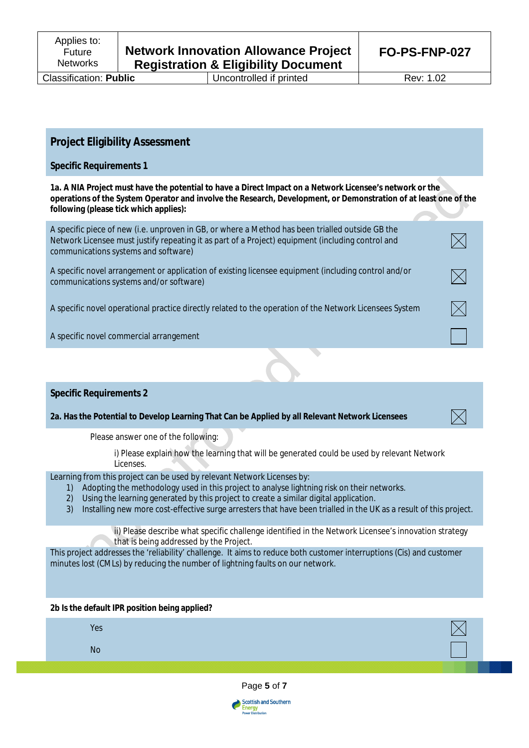## Project Eligibility Assessment

### Specific Requirements 1

**1a. A NIA Project must have the potential to have a Direct Impact on a Network Licensee's network or the operations of the System Operator and involve the Research, Development, or Demonstration of at least one of the following (please tick which applies):**

| | |
|---|---|
| A specific piece of new (i.e. unproven in GB, or where a Method has been trialled outside GB the Network Licensee must justify repeating it as part of a Project) equipment (including control and communications systems and software) | ☒ |
| A specific novel arrangement or application of existing licensee equipment (including control and/or communications systems and/or software) | ☒ |
| A specific novel operational practice directly related to the operation of the Network Licensees System | ☒ |
| A specific novel commercial arrangement | ☐ |

### Specific Requirements 2

**2a. Has the Potential to Develop Learning That Can be Applied by all Relevant Network Licensees** ☒

Please answer one of the following:

i) Please explain how the learning that will be generated could be used by relevant Network Licenses.

Learning from this project can be used by relevant Network Licenses by:

1) Adopting the methodology used in this project to analyse lightning risk on their networks.
2) Using the learning generated by this project to create a similar digital application.
3) Installing new more cost-effective surge arresters that have been trialled in the UK as a result of this project.

ii) Please describe what specific challenge identified in the Network Licensee's innovation strategy that is being addressed by the Project.

This project addresses the 'reliability' challenge. It aims to reduce both customer interruptions (Cis) and customer minutes lost (CMLs) by reducing the number of lightning faults on our network.

**2b Is the default IPR position being applied?**

| | |
|---|---|
| Yes | ☒ |
| No | ☐ |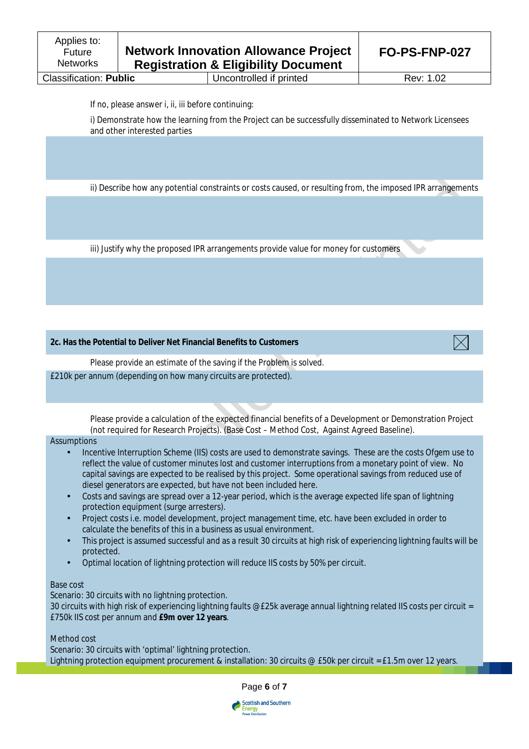If no, please answer i, ii, iii before continuing:

i) Demonstrate how the learning from the Project can be successfully disseminated to Network Licensees and other interested parties

ii) Describe how any potential constraints or costs caused, or resulting from, the imposed IPR arrangements

iii) Justify why the proposed IPR arrangements provide value for money for customers

**2c. Has the Potential to Deliver Net Financial Benefits to Customers** ☒

Please provide an estimate of the saving if the Problem is solved.

£210k per annum (depending on how many circuits are protected).

Please provide a calculation of the expected financial benefits of a Development or Demonstration Project (not required for Research Projects). (Base Cost – Method Cost, Against Agreed Baseline).

Assumptions

- Incentive Interruption Scheme (IIS) costs are used to demonstrate savings. These are the costs Ofgem use to reflect the value of customer minutes lost and customer interruptions from a monetary point of view. No capital savings are expected to be realised by this project. Some operational savings from reduced use of diesel generators are expected, but have not been included here.
- Costs and savings are spread over a 12-year period, which is the average expected life span of lightning protection equipment (surge arresters).
- Project costs i.e. model development, project management time, etc. have been excluded in order to calculate the benefits of this in a business as usual environment.
- This project is assumed successful and as a result 30 circuits at high risk of experiencing lightning faults will be protected.
- Optimal location of lightning protection will reduce IIS costs by 50% per circuit.

Base cost
Scenario: 30 circuits with no lightning protection.
30 circuits with high risk of experiencing lightning faults @ £25k average annual lightning related IIS costs per circuit = £750k IIS cost per annum and **£9m over 12 years**.

Method cost
Scenario: 30 circuits with 'optimal' lightning protection.
Lightning protection equipment procurement & installation: 30 circuits @ £50k per circuit = £1.5m over 12 years.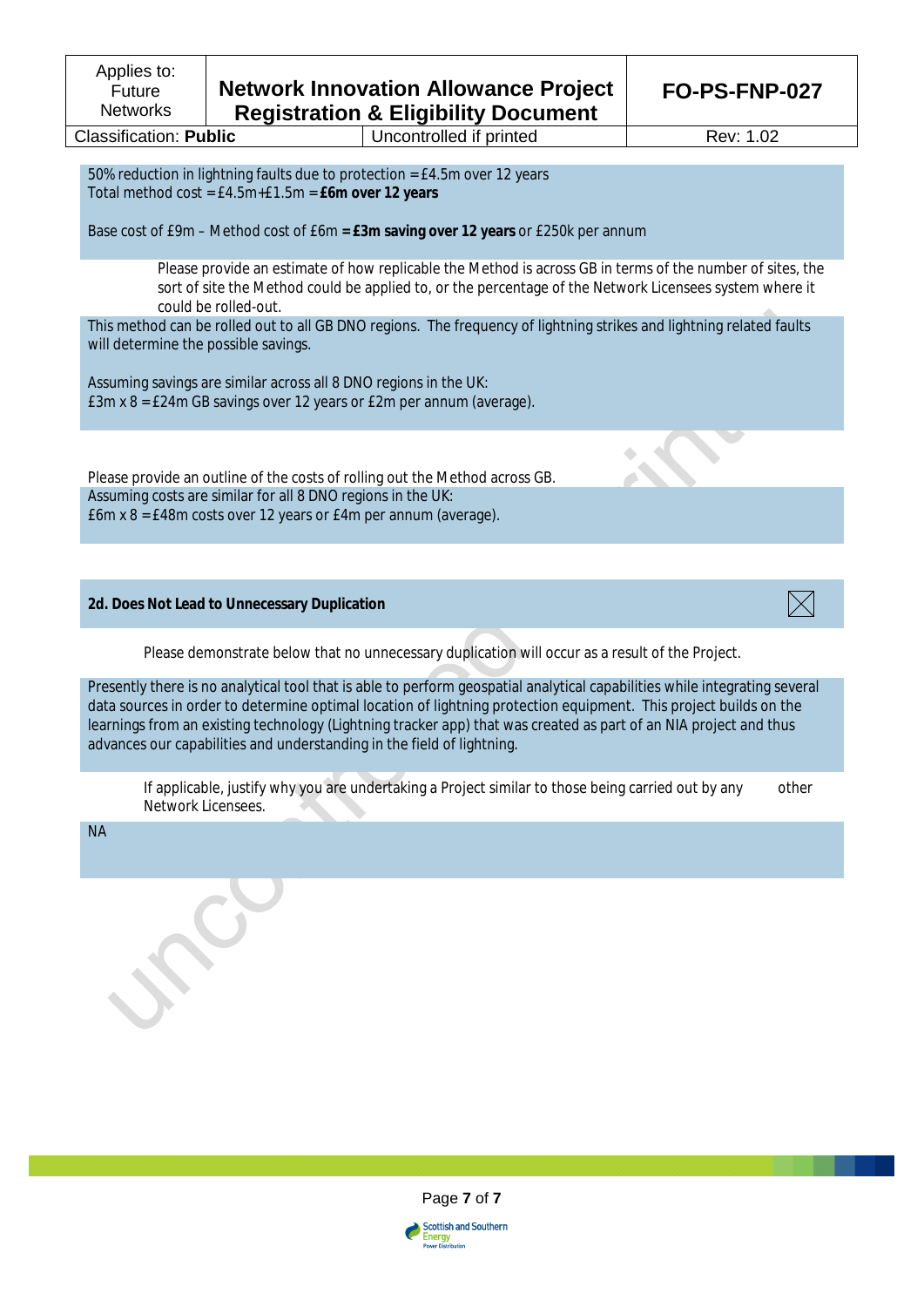50% reduction in lightning faults due to protection = £4.5m over 12 years
Total method cost = £4.5m+£1.5m = **£6m over 12 years**

Base cost of £9m – Method cost of £6m **= £3m saving over 12 years** or £250k per annum

Please provide an estimate of how replicable the Method is across GB in terms of the number of sites, the sort of site the Method could be applied to, or the percentage of the Network Licensees system where it could be rolled-out.

This method can be rolled out to all GB DNO regions. The frequency of lightning strikes and lightning related faults will determine the possible savings.

Assuming savings are similar across all 8 DNO regions in the UK:
£3m x 8 = £24m GB savings over 12 years or £2m per annum (average).

Please provide an outline of the costs of rolling out the Method across GB.

Assuming costs are similar for all 8 DNO regions in the UK:
£6m x 8 = £48m costs over 12 years or £4m per annum (average).

**2d. Does Not Lead to Unnecessary Duplication** ☒

Please demonstrate below that no unnecessary duplication will occur as a result of the Project.

Presently there is no analytical tool that is able to perform geospatial analytical capabilities while integrating several data sources in order to determine optimal location of lightning protection equipment. This project builds on the learnings from an existing technology (Lightning tracker app) that was created as part of an NIA project and thus advances our capabilities and understanding in the field of lightning.

If applicable, justify why you are undertaking a Project similar to those being carried out by any other Network Licensees.

NA